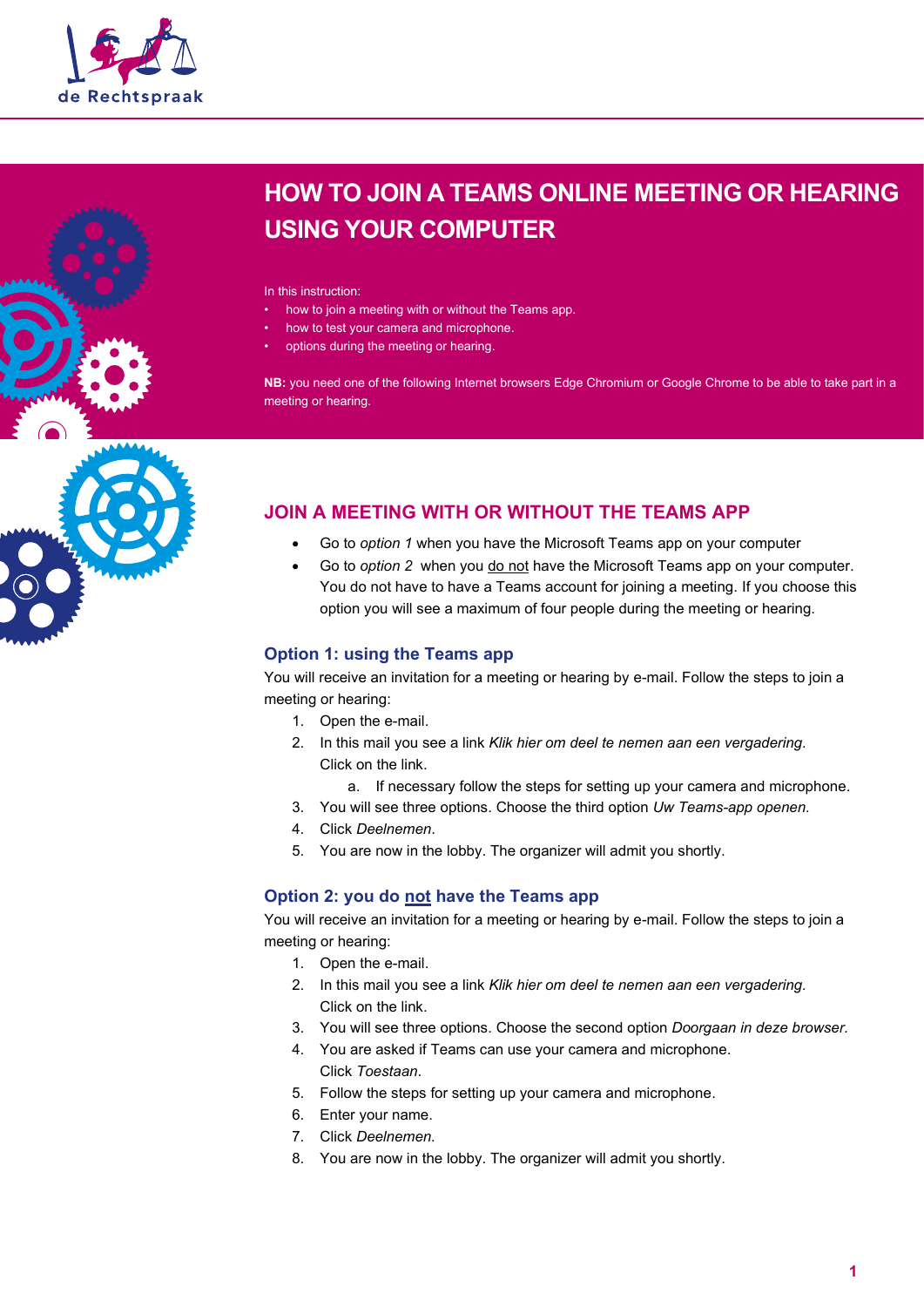# HOW TO JOIN A TEAMS ONLINE MEETING OR HEARING USING YOUR COMPUTER

In this instruction:

- how to join a meeting with or without the Teams app.
- how to test your camera and microphone.
- options during the meeting or hearing.

**NB:** you need one of the following Internet browsers Edge Chromium or Google Chrome to be able to take part in a meeting or hearing.

## JOIN A MEETING WITH OR WITHOUT THE TEAMS APP

- Go to *option 1* when you have the Microsoft Teams app on your computer
- Go to *option 2* when you do not have the Microsoft Teams app on your computer. You do not have to have a Teams account for joining a meeting. If you choose this option you will see a maximum of four people during the meeting or hearing.

### Option 1: using the Teams app

You will receive an invitation for a meeting or hearing by e-mail. Follow the steps to join a meeting or hearing:

1. Open the e-mail.
2. In this mail you see a link *Klik hier om deel te nemen aan een vergadering.* Click on the link.
   a. If necessary follow the steps for setting up your camera and microphone.
3. You will see three options. Choose the third option *Uw Teams-app openen.*
4. Click *Deelnemen*.
5. You are now in the lobby. The organizer will admit you shortly.

### Option 2: you do not have the Teams app

You will receive an invitation for a meeting or hearing by e-mail. Follow the steps to join a meeting or hearing:

1. Open the e-mail.
2. In this mail you see a link *Klik hier om deel te nemen aan een vergadering.* Click on the link.
3. You will see three options. Choose the second option *Doorgaan in deze browser.*
4. You are asked if Teams can use your camera and microphone. Click *Toestaan*.
5. Follow the steps for setting up your camera and microphone.
6. Enter your name.
7. Click *Deelnemen.*
8. You are now in the lobby. The organizer will admit you shortly.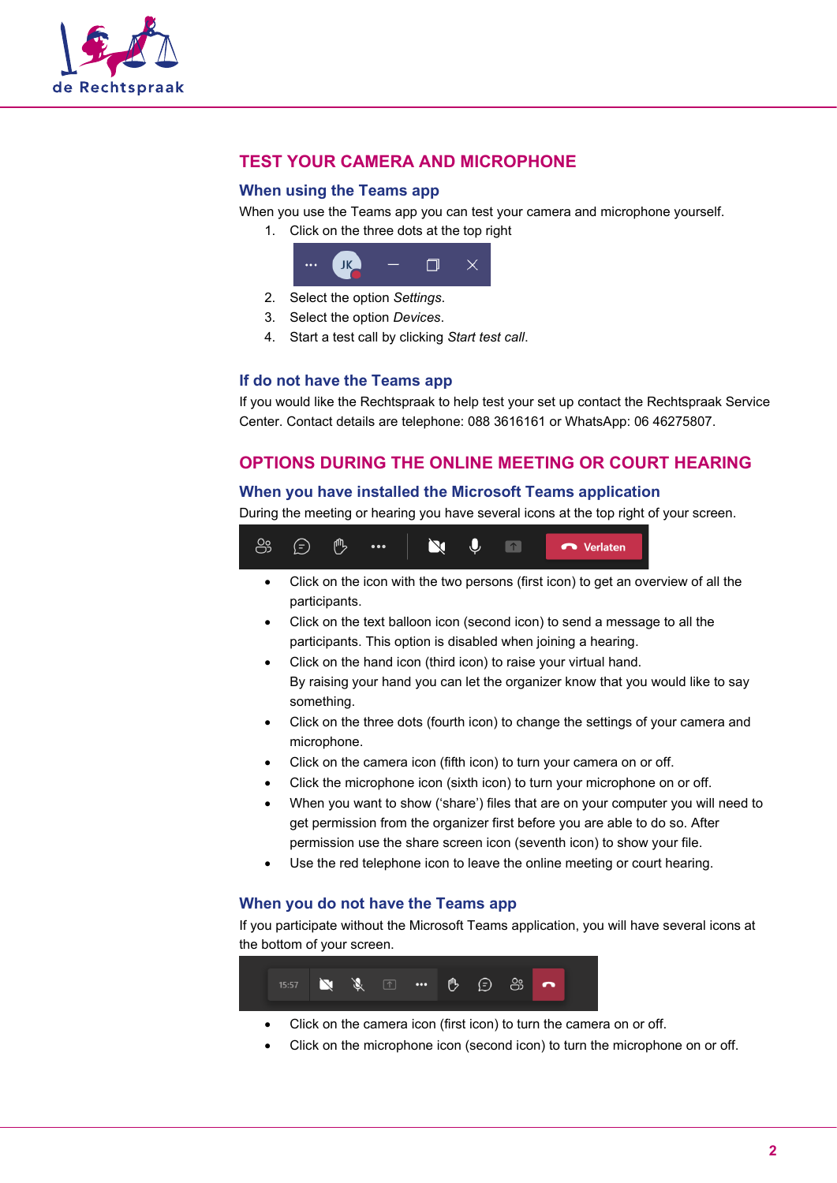# TEST YOUR CAMERA AND MICROPHONE

## When using the Teams app

When you use the Teams app you can test your camera and microphone yourself.

1. Click on the three dots at the top right
2. Select the option *Settings*.
3. Select the option *Devices*.
4. Start a test call by clicking *Start test call*.

## If do not have the Teams app

If you would like the Rechtspraak to help test your set up contact the Rechtspraak Service Center. Contact details are telephone: 088 3616161 or WhatsApp: 06 46275807.

# OPTIONS DURING THE ONLINE MEETING OR COURT HEARING

## When you have installed the Microsoft Teams application

During the meeting or hearing you have several icons at the top right of your screen.

- Click on the icon with the two persons (first icon) to get an overview of all the participants.
- Click on the text balloon icon (second icon) to send a message to all the participants. This option is disabled when joining a hearing.
- Click on the hand icon (third icon) to raise your virtual hand. By raising your hand you can let the organizer know that you would like to say something.
- Click on the three dots (fourth icon) to change the settings of your camera and microphone.
- Click on the camera icon (fifth icon) to turn your camera on or off.
- Click the microphone icon (sixth icon) to turn your microphone on or off.
- When you want to show ('share') files that are on your computer you will need to get permission from the organizer first before you are able to do so. After permission use the share screen icon (seventh icon) to show your file.
- Use the red telephone icon to leave the online meeting or court hearing.

## When you do not have the Teams app

If you participate without the Microsoft Teams application, you will have several icons at the bottom of your screen.

- Click on the camera icon (first icon) to turn the camera on or off.
- Click on the microphone icon (second icon) to turn the microphone on or off.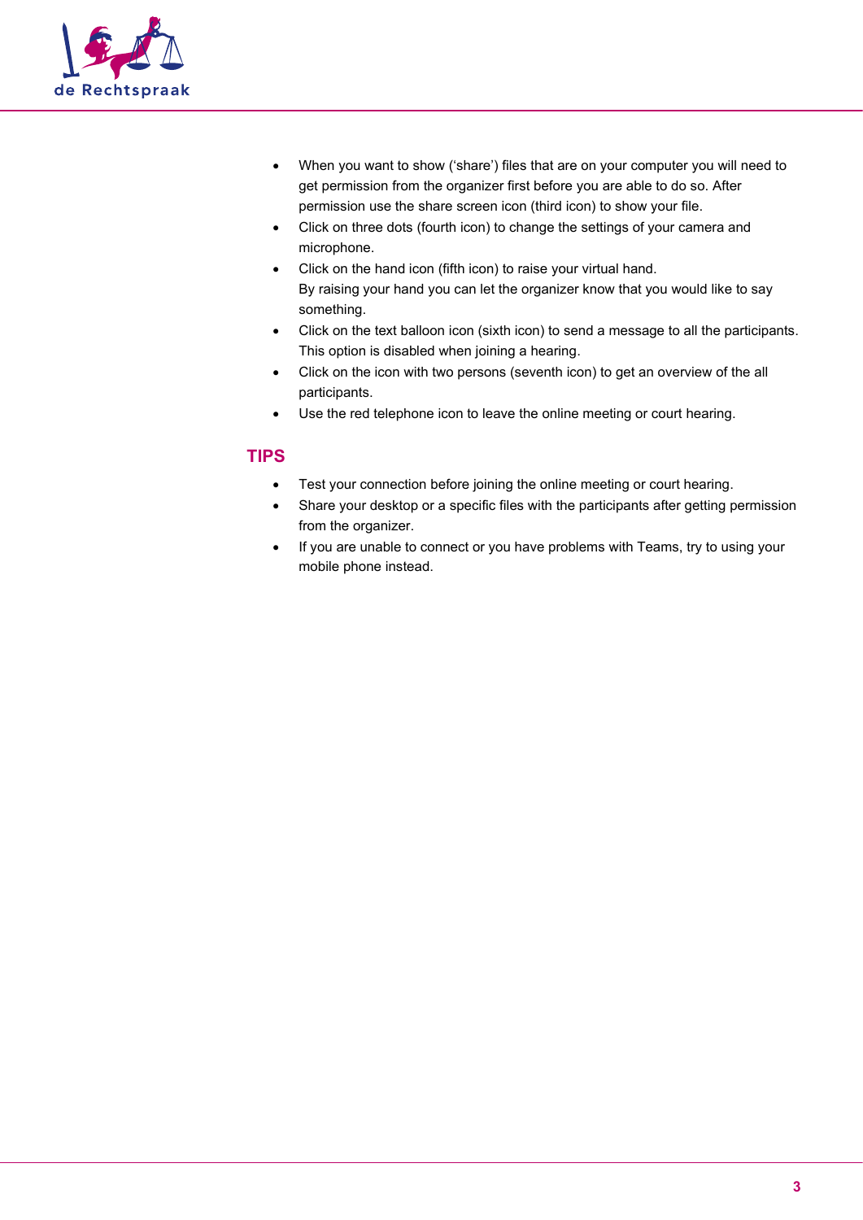- When you want to show ('share') files that are on your computer you will need to get permission from the organizer first before you are able to do so. After permission use the share screen icon (third icon) to show your file.
- Click on three dots (fourth icon) to change the settings of your camera and microphone.
- Click on the hand icon (fifth icon) to raise your virtual hand.
  By raising your hand you can let the organizer know that you would like to say something.
- Click on the text balloon icon (sixth icon) to send a message to all the participants. This option is disabled when joining a hearing.
- Click on the icon with two persons (seventh icon) to get an overview of the all participants.
- Use the red telephone icon to leave the online meeting or court hearing.

## TIPS

- Test your connection before joining the online meeting or court hearing.
- Share your desktop or a specific files with the participants after getting permission from the organizer.
- If you are unable to connect or you have problems with Teams, try to using your mobile phone instead.